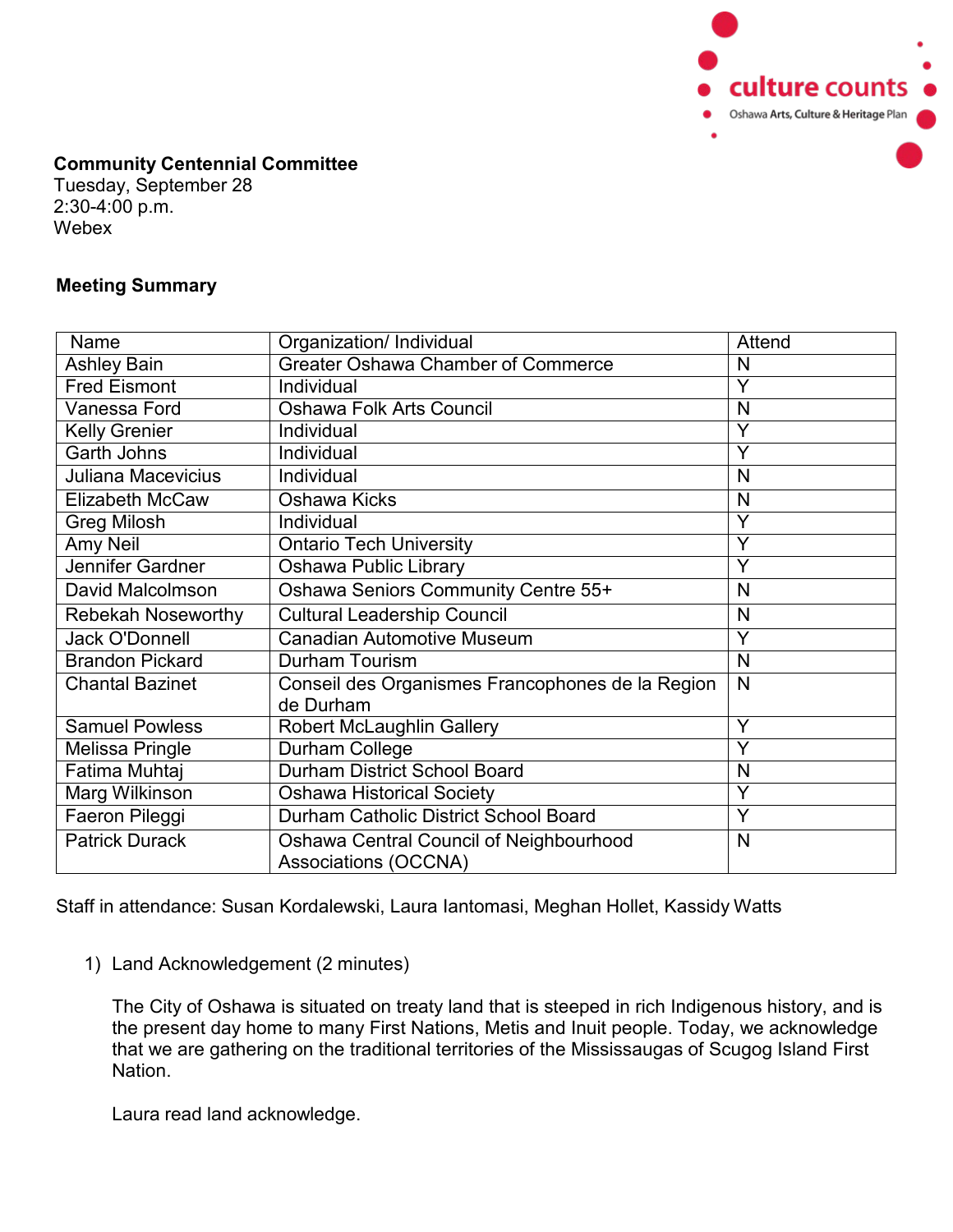culture counts
Oshawa Arts, Culture & Heritage Plan

**Community Centennial Committee**
Tuesday, September 28
2:30-4:00 p.m.
Webex

**Meeting Summary**

| Name | Organization/ Individual | Attend |
|---|---|---|
| Ashley Bain | Greater Oshawa Chamber of Commerce | N |
| Fred Eismont | Individual | Y |
| Vanessa Ford | Oshawa Folk Arts Council | N |
| Kelly Grenier | Individual | Y |
| Garth Johns | Individual | Y |
| Juliana Macevicius | Individual | N |
| Elizabeth McCaw | Oshawa Kicks | N |
| Greg Milosh | Individual | Y |
| Amy Neil | Ontario Tech University | Y |
| Jennifer Gardner | Oshawa Public Library | Y |
| David Malcolmson | Oshawa Seniors Community Centre 55+ | N |
| Rebekah Noseworthy | Cultural Leadership Council | N |
| Jack O'Donnell | Canadian Automotive Museum | Y |
| Brandon Pickard | Durham Tourism | N |
| Chantal Bazinet | Conseil des Organismes Francophones de la Region de Durham | N |
| Samuel Powless | Robert McLaughlin Gallery | Y |
| Melissa Pringle | Durham College | Y |
| Fatima Muhtaj | Durham District School Board | N |
| Marg Wilkinson | Oshawa Historical Society | Y |
| Faeron Pileggi | Durham Catholic District School Board | Y |
| Patrick Durack | Oshawa Central Council of Neighbourhood Associations (OCCNA) | N |

Staff in attendance: Susan Kordalewski, Laura Iantomasi, Meghan Hollet, Kassidy Watts

1) Land Acknowledgement (2 minutes)

   The City of Oshawa is situated on treaty land that is steeped in rich Indigenous history, and is the present day home to many First Nations, Metis and Inuit people. Today, we acknowledge that we are gathering on the traditional territories of the Mississaugas of Scugog Island First Nation.

   Laura read land acknowledge.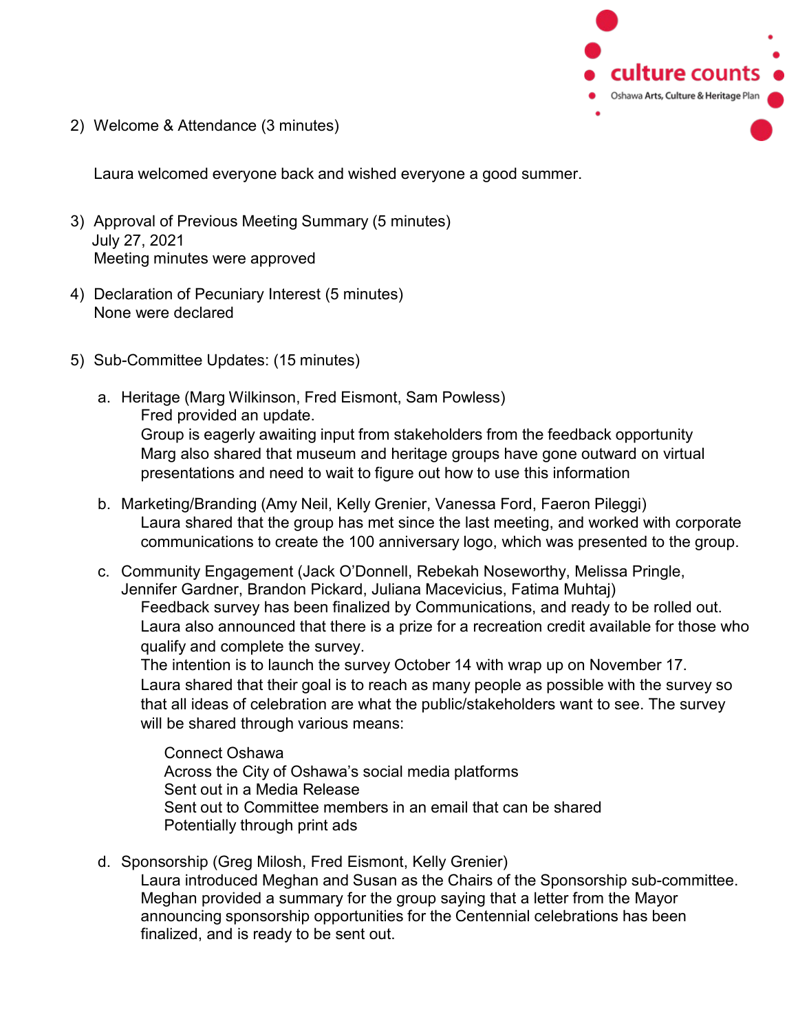2) Welcome & Attendance (3 minutes)

   Laura welcomed everyone back and wished everyone a good summer.

3) Approval of Previous Meeting Summary (5 minutes)
   July 27, 2021
   Meeting minutes were approved

4) Declaration of Pecuniary Interest (5 minutes)
   None were declared

5) Sub-Committee Updates: (15 minutes)

   a. Heritage (Marg Wilkinson, Fred Eismont, Sam Powless)
      Fred provided an update.
      Group is eagerly awaiting input from stakeholders from the feedback opportunity
      Marg also shared that museum and heritage groups have gone outward on virtual presentations and need to wait to figure out how to use this information

   b. Marketing/Branding (Amy Neil, Kelly Grenier, Vanessa Ford, Faeron Pileggi)
      Laura shared that the group has met since the last meeting, and worked with corporate communications to create the 100 anniversary logo, which was presented to the group.

   c. Community Engagement (Jack O'Donnell, Rebekah Noseworthy, Melissa Pringle, Jennifer Gardner, Brandon Pickard, Juliana Macevicius, Fatima Muhtaj)
      Feedback survey has been finalized by Communications, and ready to be rolled out.
      Laura also announced that there is a prize for a recreation credit available for those who qualify and complete the survey.
      The intention is to launch the survey October 14 with wrap up on November 17.
      Laura shared that their goal is to reach as many people as possible with the survey so that all ideas of celebration are what the public/stakeholders want to see. The survey will be shared through various means:

      - Connect Oshawa
      - Across the City of Oshawa's social media platforms
      - Sent out in a Media Release
      - Sent out to Committee members in an email that can be shared
      - Potentially through print ads

   d. Sponsorship (Greg Milosh, Fred Eismont, Kelly Grenier)
      Laura introduced Meghan and Susan as the Chairs of the Sponsorship sub-committee.
      Meghan provided a summary for the group saying that a letter from the Mayor announcing sponsorship opportunities for the Centennial celebrations has been finalized, and is ready to be sent out.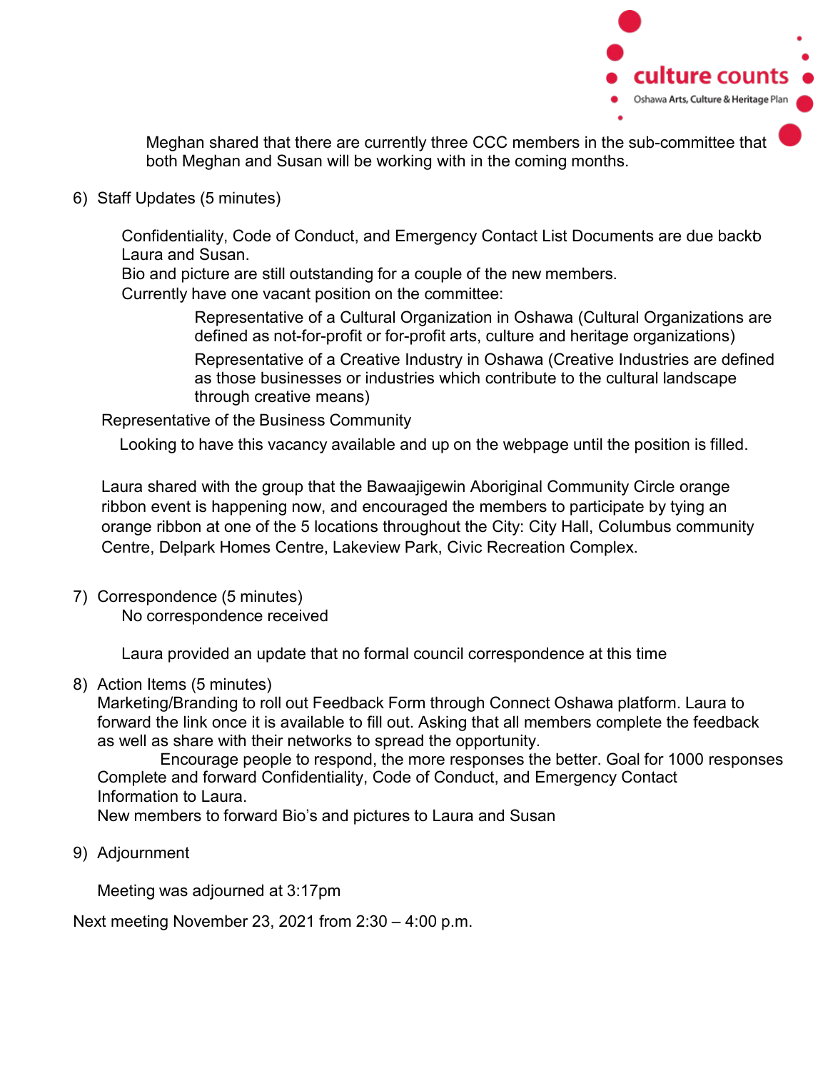Meghan shared that there are currently three CCC members in the sub-committee that both Meghan and Susan will be working with in the coming months.

6) Staff Updates (5 minutes)

Confidentiality, Code of Conduct, and Emergency Contact List Documents are due backb Laura and Susan.

Bio and picture are still outstanding for a couple of the new members.

Currently have one vacant position on the committee:

Representative of a Cultural Organization in Oshawa (Cultural Organizations are defined as not-for-profit or for-profit arts, culture and heritage organizations)

Representative of a Creative Industry in Oshawa (Creative Industries are defined as those businesses or industries which contribute to the cultural landscape through creative means)

Representative of the Business Community

Looking to have this vacancy available and up on the webpage until the position is filled.

Laura shared with the group that the Bawaajigewin Aboriginal Community Circle orange ribbon event is happening now, and encouraged the members to participate by tying an orange ribbon at one of the 5 locations throughout the City: City Hall, Columbus community Centre, Delpark Homes Centre, Lakeview Park, Civic Recreation Complex.

7) Correspondence (5 minutes)

No correspondence received

Laura provided an update that no formal council correspondence at this time

8) Action Items (5 minutes)

Marketing/Branding to roll out Feedback Form through Connect Oshawa platform. Laura to forward the link once it is available to fill out. Asking that all members complete the feedback as well as share with their networks to spread the opportunity.

Encourage people to respond, the more responses the better. Goal for 1000 responses

Complete and forward Confidentiality, Code of Conduct, and Emergency Contact Information to Laura.

New members to forward Bio's and pictures to Laura and Susan

9) Adjournment

Meeting was adjourned at 3:17pm

Next meeting November 23, 2021 from 2:30 – 4:00 p.m.